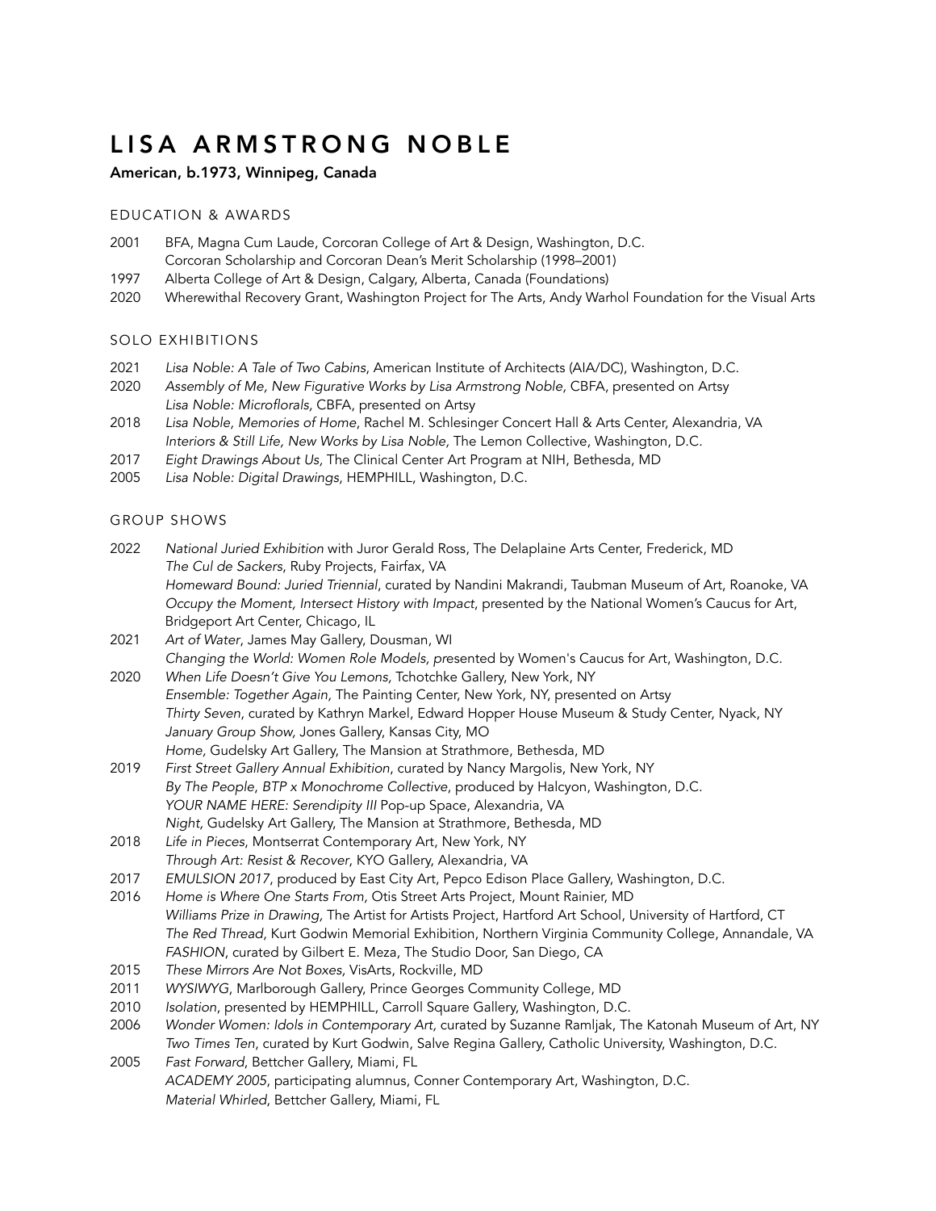# LISA ARMSTRONG NOBLE

**American, b.1973, Winnipeg, Canada**

## EDUCATION & AWARDS

2001 BFA, Magna Cum Laude, Corcoran College of Art & Design, Washington, D.C.
Corcoran Scholarship and Corcoran Dean's Merit Scholarship (1998–2001)

1997 Alberta College of Art & Design, Calgary, Alberta, Canada (Foundations)

2020 Wherewithal Recovery Grant, Washington Project for The Arts, Andy Warhol Foundation for the Visual Arts

## SOLO EXHIBITIONS

2021 *Lisa Noble: A Tale of Two Cabins*, American Institute of Architects (AIA/DC), Washington, D.C.

2020 *Assembly of Me, New Figurative Works by Lisa Armstrong Noble,* CBFA, presented on Artsy
*Lisa Noble: Microflorals,* CBFA, presented on Artsy

2018 *Lisa Noble, Memories of Home*, Rachel M. Schlesinger Concert Hall & Arts Center, Alexandria, VA
*Interiors & Still Life, New Works by Lisa Noble,* The Lemon Collective, Washington, D.C.

2017 *Eight Drawings About Us,* The Clinical Center Art Program at NIH, Bethesda, MD

2005 *Lisa Noble: Digital Drawings*, HEMPHILL, Washington, D.C.

## GROUP SHOWS

2022 *National Juried Exhibition* with Juror Gerald Ross, The Delaplaine Arts Center, Frederick, MD
*The Cul de Sackers*, Ruby Projects, Fairfax, VA
*Homeward Bound: Juried Triennial*, curated by Nandini Makrandi, Taubman Museum of Art, Roanoke, VA
*Occupy the Moment, Intersect History with Impact*, presented by the National Women's Caucus for Art, Bridgeport Art Center, Chicago, IL

2021 *Art of Water*, James May Gallery, Dousman, WI
*Changing the World: Women Role Models, p*resented by Women's Caucus for Art, Washington, D.C.

2020 *When Life Doesn't Give You Lemons,* Tchotchke Gallery, New York, NY
*Ensemble: Together Again,* The Painting Center, New York, NY, presented on Artsy
*Thirty Seven*, curated by Kathryn Markel, Edward Hopper House Museum & Study Center, Nyack, NY
*January Group Show,* Jones Gallery, Kansas City, MO
*Home,* Gudelsky Art Gallery, The Mansion at Strathmore, Bethesda, MD

2019 *First Street Gallery Annual Exhibition*, curated by Nancy Margolis, New York, NY
*By The People*, *BTP x Monochrome Collective*, produced by Halcyon, Washington, D.C.
*YOUR NAME HERE: Serendipity III* Pop-up Space, Alexandria, VA
*Night,* Gudelsky Art Gallery, The Mansion at Strathmore, Bethesda, MD

2018 *Life in Pieces*, Montserrat Contemporary Art, New York, NY
*Through Art: Resist & Recover*, KYO Gallery, Alexandria, VA

2017 *EMULSION 2017*, produced by East City Art, Pepco Edison Place Gallery, Washington, D.C.

2016 *Home is Where One Starts From,* Otis Street Arts Project, Mount Rainier, MD
*Williams Prize in Drawing,* The Artist for Artists Project, Hartford Art School, University of Hartford, CT
*The Red Thread*, Kurt Godwin Memorial Exhibition, Northern Virginia Community College, Annandale, VA
*FASHION*, curated by Gilbert E. Meza, The Studio Door, San Diego, CA

2015 *These Mirrors Are Not Boxes,* VisArts, Rockville, MD

2011 *WYSIWYG*, Marlborough Gallery, Prince Georges Community College, MD

2010 *Isolation*, presented by HEMPHILL, Carroll Square Gallery, Washington, D.C.

2006 *Wonder Women: Idols in Contemporary Art,* curated by Suzanne Ramljak, The Katonah Museum of Art, NY
*Two Times Ten*, curated by Kurt Godwin, Salve Regina Gallery, Catholic University, Washington, D.C.

2005 *Fast Forward*, Bettcher Gallery, Miami, FL
*ACADEMY 2005*, participating alumnus, Conner Contemporary Art, Washington, D.C.
*Material Whirled*, Bettcher Gallery, Miami, FL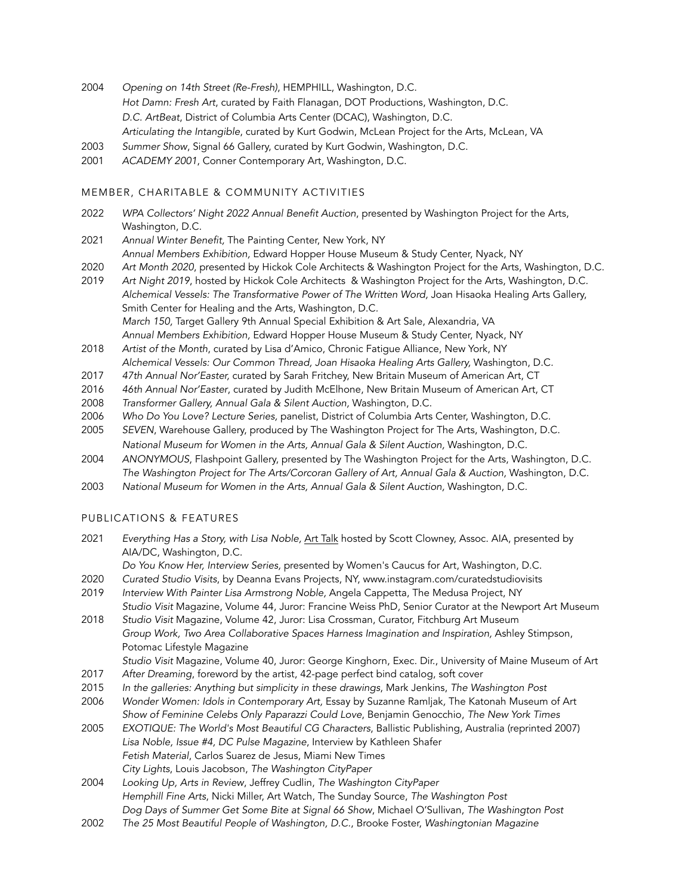2004 *Opening on 14th Street (Re-Fresh)*, HEMPHILL, Washington, D.C.
*Hot Damn: Fresh Art*, curated by Faith Flanagan, DOT Productions, Washington, D.C.
*D.C. ArtBeat*, District of Columbia Arts Center (DCAC), Washington, D.C.
*Articulating the Intangible*, curated by Kurt Godwin, McLean Project for the Arts, McLean, VA

2003 *Summer Show*, Signal 66 Gallery, curated by Kurt Godwin, Washington, D.C.

2001 *ACADEMY 2001*, Conner Contemporary Art, Washington, D.C.

## MEMBER, CHARITABLE & COMMUNITY ACTIVITIES

2022 *WPA Collectors' Night 2022 Annual Benefit Auction*, presented by Washington Project for the Arts, Washington, D.C.

2021 *Annual Winter Benefit,* The Painting Center, New York, NY
*Annual Members Exhibition*, Edward Hopper House Museum & Study Center, Nyack, NY

2020 *Art Month 2020*, presented by Hickok Cole Architects & Washington Project for the Arts, Washington, D.C.

2019 *Art Night 2019*, hosted by Hickok Cole Architects & Washington Project for the Arts, Washington, D.C.
*Alchemical Vessels: The Transformative Power of The Written Word,* Joan Hisaoka Healing Arts Gallery, Smith Center for Healing and the Arts, Washington, D.C.
*March 150*, Target Gallery 9th Annual Special Exhibition & Art Sale, Alexandria, VA
*Annual Members Exhibition*, Edward Hopper House Museum & Study Center, Nyack, NY

2018 *Artist of the Month*, curated by Lisa d'Amico, Chronic Fatigue Alliance, New York, NY
*Alchemical Vessels: Our Common Thread, Joan Hisaoka Healing Arts Gallery,* Washington, D.C.

2017 *47th Annual Nor'Easter,* curated by Sarah Fritchey, New Britain Museum of American Art, CT

2016 *46th Annual Nor'Easter*, curated by Judith McElhone, New Britain Museum of American Art, CT

2008 *Transformer Gallery, Annual Gala & Silent Auction*, Washington, D.C.

2006 *Who Do You Love? Lecture Series,* panelist, District of Columbia Arts Center, Washington, D.C.

2005 *SEVEN*, Warehouse Gallery, produced by The Washington Project for The Arts, Washington, D.C.
*National Museum for Women in the Arts, Annual Gala & Silent Auction,* Washington, D.C.

2004 *ANONYMOUS*, Flashpoint Gallery, presented by The Washington Project for the Arts, Washington, D.C.
*The Washington Project for The Arts/Corcoran Gallery of Art, Annual Gala & Auction,* Washington, D.C.

2003 *National Museum for Women in the Arts, Annual Gala & Silent Auction,* Washington, D.C.

## PUBLICATIONS & FEATURES

2021 *Everything Has a Story, with Lisa Noble*, Art Talk hosted by Scott Clowney, Assoc. AIA, presented by AIA/DC, Washington, D.C.
*Do You Know Her, Interview Series,* presented by Women's Caucus for Art, Washington, D.C.

2020 *Curated Studio Visits*, by Deanna Evans Projects, NY, www.instagram.com/curatedstudiovisits

2019 *Interview With Painter Lisa Armstrong Noble,* Angela Cappetta, The Medusa Project, NY
*Studio Visit* Magazine, Volume 44, Juror: Francine Weiss PhD, Senior Curator at the Newport Art Museum

2018 *Studio Visit* Magazine, Volume 42, Juror: Lisa Crossman, Curator, Fitchburg Art Museum
*Group Work, Two Area Collaborative Spaces Harness Imagination and Inspiration,* Ashley Stimpson, Potomac Lifestyle Magazine
*Studio Visit* Magazine, Volume 40, Juror: George Kinghorn, Exec. Dir., University of Maine Museum of Art

2017 *After Dreaming*, foreword by the artist, 42-page perfect bind catalog, soft cover

2015 *In the galleries: Anything but simplicity in these drawings*, Mark Jenkins, *The Washington Post*

2006 *Wonder Women: Idols in Contemporary Art,* Essay by Suzanne Ramljak, The Katonah Museum of Art
*Show of Feminine Celebs Only Paparazzi Could Love*, Benjamin Genocchio, *The New York Times*

2005 *EXOTIQUE: The World's Most Beautiful CG Characters*, Ballistic Publishing, Australia (reprinted 2007)
*Lisa Noble, Issue #4, DC Pulse Magazine*, Interview by Kathleen Shafer
*Fetish Material*, Carlos Suarez de Jesus, Miami New Times
*City Lights*, Louis Jacobson, *The Washington CityPaper*

2004 *Looking Up, Arts in Review*, Jeffrey Cudlin, *The Washington CityPaper*
*Hemphill Fine Arts*, Nicki Miller, Art Watch, The Sunday Source, *The Washington Post*
*Dog Days of Summer Get Some Bite at Signal 66 Show*, Michael O'Sullivan, *The Washington Post*

2002 *The 25 Most Beautiful People of Washington, D.C.*, Brooke Foster, *Washingtonian Magazine*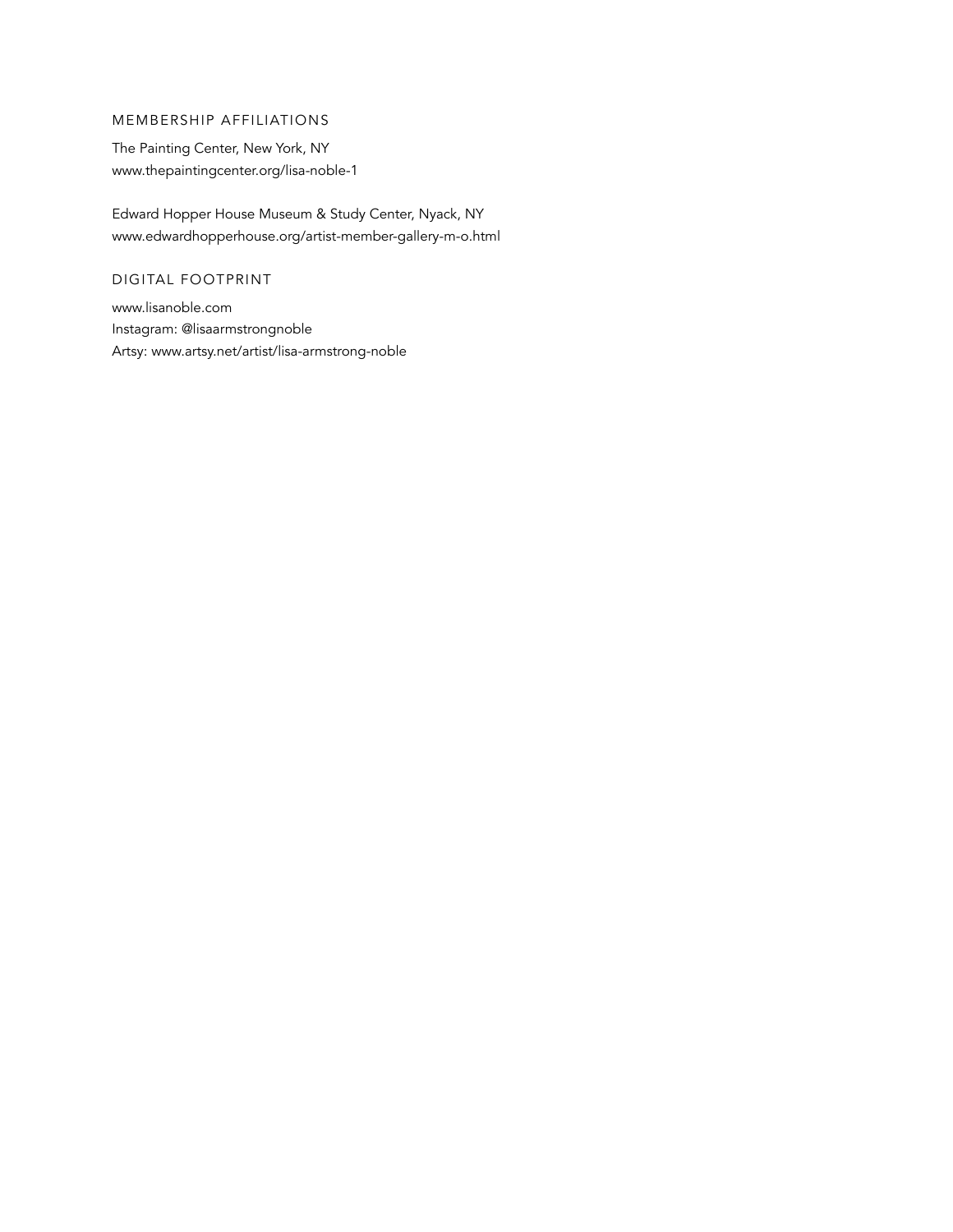## MEMBERSHIP AFFILIATIONS

The Painting Center, New York, NY
www.thepaintingcenter.org/lisa-noble-1

Edward Hopper House Museum & Study Center, Nyack, NY
www.edwardhopperhouse.org/artist-member-gallery-m-o.html

## DIGITAL FOOTPRINT

www.lisanoble.com
Instagram: @lisaarmstrongnoble
Artsy: www.artsy.net/artist/lisa-armstrong-noble